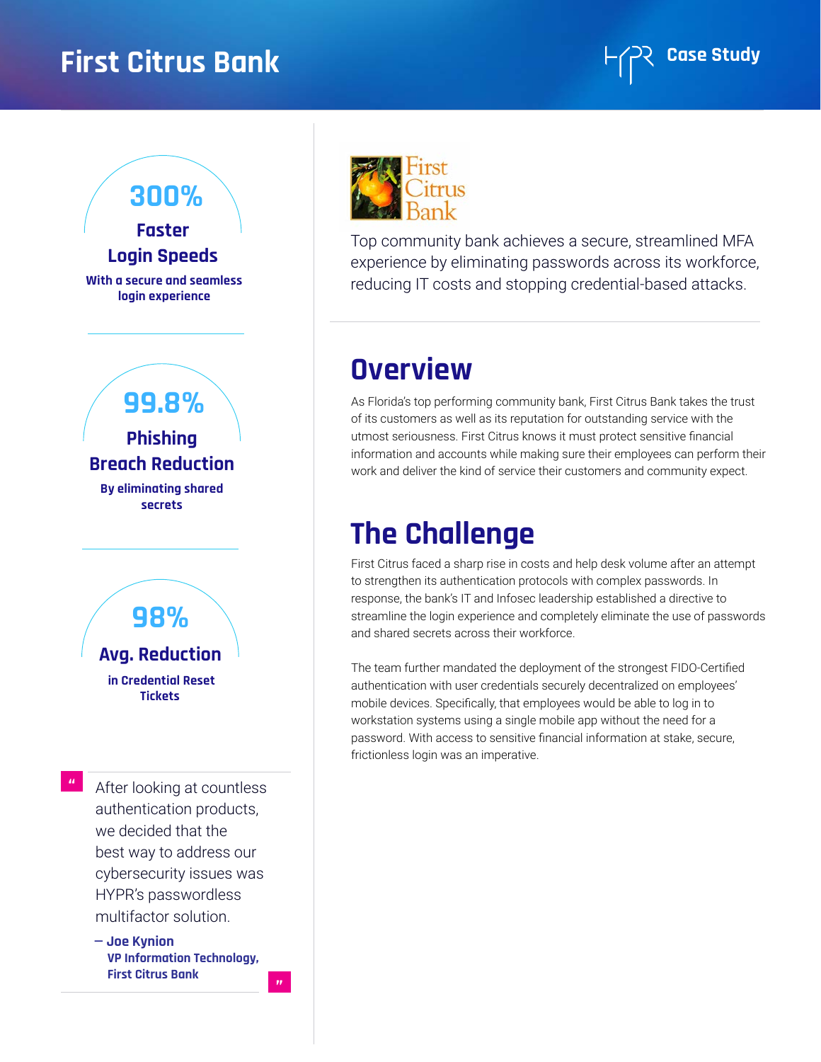# First Citrus Bank

Case Study

**300%**

**Faster Login Speeds**

With a secure and seamless login experience

**99.8%**

**Phishing Breach Reduction**

By eliminating shared secrets

**98%**

**Avg. Reduction**

in Credential Reset Tickets

> "After looking at countless authentication products, we decided that the best way to address our cybersecurity issues was HYPR's passwordless multifactor solution."
>
> — **Joe Kynion**
> **VP Information Technology, First Citrus Bank**

First Citrus Bank

Top community bank achieves a secure, streamlined MFA experience by eliminating passwords across its workforce, reducing IT costs and stopping credential-based attacks.

## Overview

As Florida's top performing community bank, First Citrus Bank takes the trust of its customers as well as its reputation for outstanding service with the utmost seriousness. First Citrus knows it must protect sensitive financial information and accounts while making sure their employees can perform their work and deliver the kind of service their customers and community expect.

## The Challenge

First Citrus faced a sharp rise in costs and help desk volume after an attempt to strengthen its authentication protocols with complex passwords. In response, the bank's IT and Infosec leadership established a directive to streamline the login experience and completely eliminate the use of passwords and shared secrets across their workforce.

The team further mandated the deployment of the strongest FIDO-Certified authentication with user credentials securely decentralized on employees' mobile devices. Specifically, that employees would be able to log in to workstation systems using a single mobile app without the need for a password. With access to sensitive financial information at stake, secure, frictionless login was an imperative.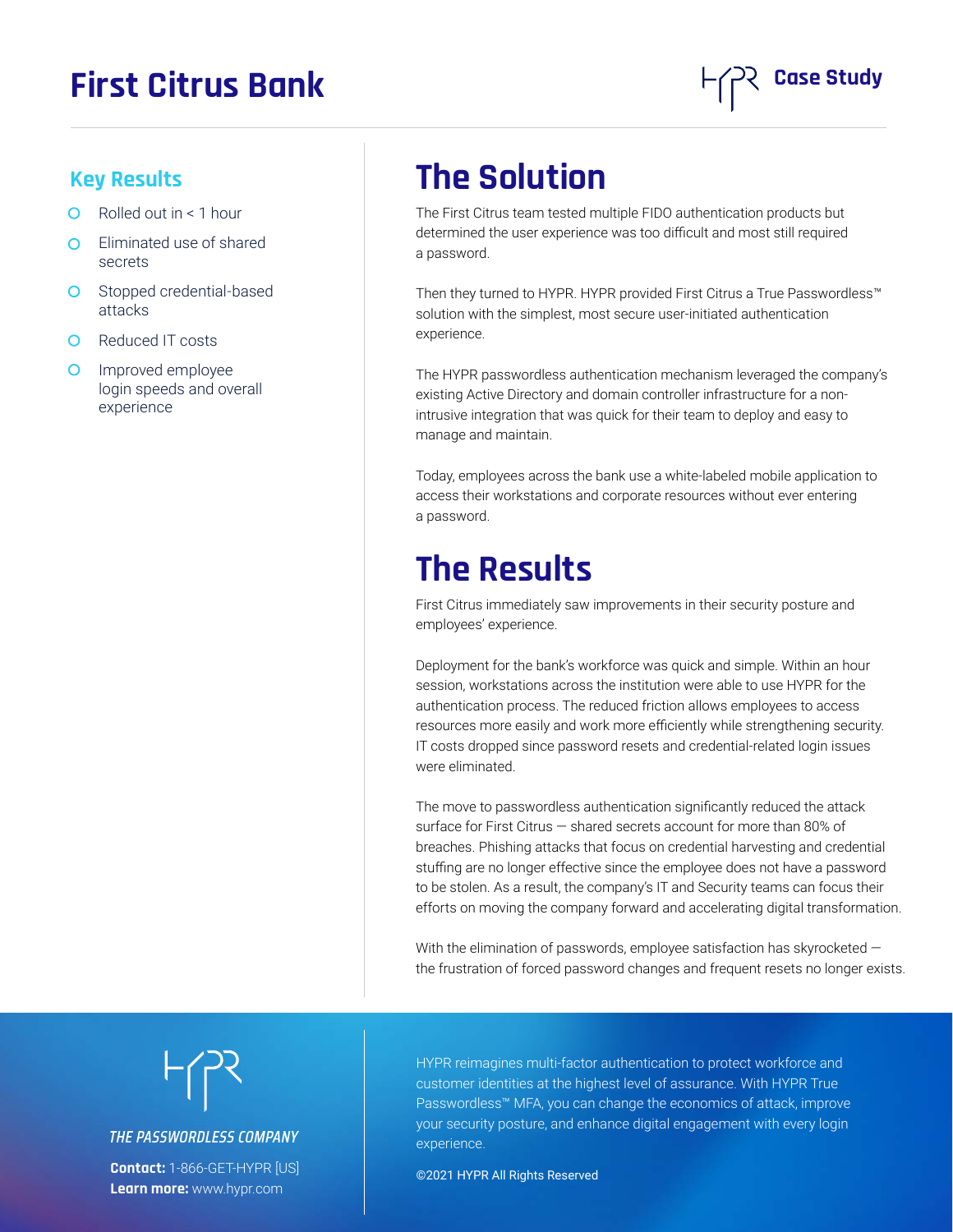# First Citrus Bank

**Case Study**

## Key Results

- Rolled out in < 1 hour
- Eliminated use of shared secrets
- Stopped credential-based attacks
- Reduced IT costs
- Improved employee login speeds and overall experience

## The Solution

The First Citrus team tested multiple FIDO authentication products but determined the user experience was too difficult and most still required a password.

Then they turned to HYPR. HYPR provided First Citrus a True Passwordless™ solution with the simplest, most secure user-initiated authentication experience.

The HYPR passwordless authentication mechanism leveraged the company's existing Active Directory and domain controller infrastructure for a non-intrusive integration that was quick for their team to deploy and easy to manage and maintain.

Today, employees across the bank use a white-labeled mobile application to access their workstations and corporate resources without ever entering a password.

## The Results

First Citrus immediately saw improvements in their security posture and employees' experience.

Deployment for the bank's workforce was quick and simple. Within an hour session, workstations across the institution were able to use HYPR for the authentication process. The reduced friction allows employees to access resources more easily and work more efficiently while strengthening security. IT costs dropped since password resets and credential-related login issues were eliminated.

The move to passwordless authentication significantly reduced the attack surface for First Citrus — shared secrets account for more than 80% of breaches. Phishing attacks that focus on credential harvesting and credential stuffing are no longer effective since the employee does not have a password to be stolen. As a result, the company's IT and Security teams can focus their efforts on moving the company forward and accelerating digital transformation.

With the elimination of passwords, employee satisfaction has skyrocketed — the frustration of forced password changes and frequent resets no longer exists.

*THE PASSWORDLESS COMPANY*

**Contact:** 1-866-GET-HYPR [US]
**Learn more:** www.hypr.com

HYPR reimagines multi-factor authentication to protect workforce and customer identities at the highest level of assurance. With HYPR True Passwordless™ MFA, you can change the economics of attack, improve your security posture, and enhance digital engagement with every login experience.

©2021 HYPR All Rights Reserved